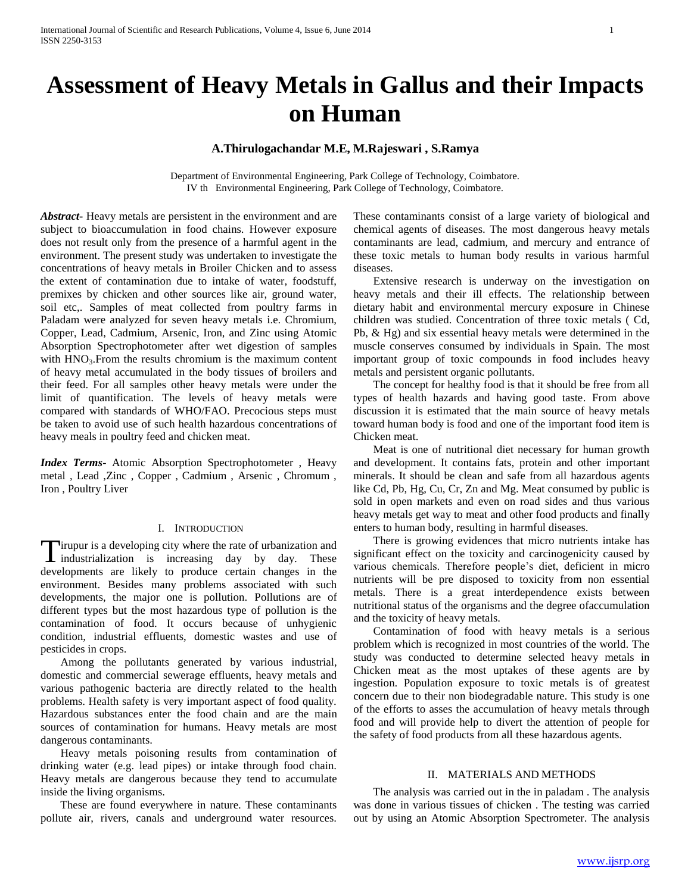# Assessment of Heavy Metals in Gallus and their Impacts on Human

**A.Thirulogachandar M.E, M.Rajeswari , S.Ramya**

Department of Environmental Engineering, Park College of Technology, Coimbatore.
IV th Environmental Engineering, Park College of Technology, Coimbatore.

***Abstract***- Heavy metals are persistent in the environment and are subject to bioaccumulation in food chains. However exposure does not result only from the presence of a harmful agent in the environment. The present study was undertaken to investigate the concentrations of heavy metals in Broiler Chicken and to assess the extent of contamination due to intake of water, foodstuff, premixes by chicken and other sources like air, ground water, soil etc,. Samples of meat collected from poultry farms in Paladam were analyzed for seven heavy metals i.e. Chromium, Copper, Lead, Cadmium, Arsenic, Iron, and Zinc using Atomic Absorption Spectrophotometer after wet digestion of samples with $HNO_3$.From the results chromium is the maximum content of heavy metal accumulated in the body tissues of broilers and their feed. For all samples other heavy metals were under the limit of quantification. The levels of heavy metals were compared with standards of WHO/FAO. Precocious steps must be taken to avoid use of such health hazardous concentrations of heavy meals in poultry feed and chicken meat.

***Index Terms***- Atomic Absorption Spectrophotometer , Heavy metal , Lead ,Zinc , Copper , Cadmium , Arsenic , Chromum , Iron , Poultry Liver

## I. Introduction

Tirupur is a developing city where the rate of urbanization and industrialization is increasing day by day. These developments are likely to produce certain changes in the environment. Besides many problems associated with such developments, the major one is pollution. Pollutions are of different types but the most hazardous type of pollution is the contamination of food. It occurs because of unhygienic condition, industrial effluents, domestic wastes and use of pesticides in crops.

Among the pollutants generated by various industrial, domestic and commercial sewerage effluents, heavy metals and various pathogenic bacteria are directly related to the health problems. Health safety is very important aspect of food quality. Hazardous substances enter the food chain and are the main sources of contamination for humans. Heavy metals are most dangerous contaminants.

Heavy metals poisoning results from contamination of drinking water (e.g. lead pipes) or intake through food chain. Heavy metals are dangerous because they tend to accumulate inside the living organisms.

These are found everywhere in nature. These contaminants pollute air, rivers, canals and underground water resources. These contaminants consist of a large variety of biological and chemical agents of diseases. The most dangerous heavy metals contaminants are lead, cadmium, and mercury and entrance of these toxic metals to human body results in various harmful diseases.

Extensive research is underway on the investigation on heavy metals and their ill effects. The relationship between dietary habit and environmental mercury exposure in Chinese children was studied. Concentration of three toxic metals ( Cd, Pb, & Hg) and six essential heavy metals were determined in the muscle conserves consumed by individuals in Spain. The most important group of toxic compounds in food includes heavy metals and persistent organic pollutants.

The concept for healthy food is that it should be free from all types of health hazards and having good taste. From above discussion it is estimated that the main source of heavy metals toward human body is food and one of the important food item is Chicken meat.

Meat is one of nutritional diet necessary for human growth and development. It contains fats, protein and other important minerals. It should be clean and safe from all hazardous agents like Cd, Pb, Hg, Cu, Cr, Zn and Mg. Meat consumed by public is sold in open markets and even on road sides and thus various heavy metals get way to meat and other food products and finally enters to human body, resulting in harmful diseases.

There is growing evidences that micro nutrients intake has significant effect on the toxicity and carcinogenicity caused by various chemicals. Therefore people's diet, deficient in micro nutrients will be pre disposed to toxicity from non essential metals. There is a great interdependence exists between nutritional status of the organisms and the degree ofaccumulation and the toxicity of heavy metals.

Contamination of food with heavy metals is a serious problem which is recognized in most countries of the world. The study was conducted to determine selected heavy metals in Chicken meat as the most uptakes of these agents are by ingestion. Population exposure to toxic metals is of greatest concern due to their non biodegradable nature. This study is one of the efforts to asses the accumulation of heavy metals through food and will provide help to divert the attention of people for the safety of food products from all these hazardous agents.

## II. Materials and Methods

The analysis was carried out in the in paladam . The analysis was done in various tissues of chicken . The testing was carried out by using an Atomic Absorption Spectrometer. The analysis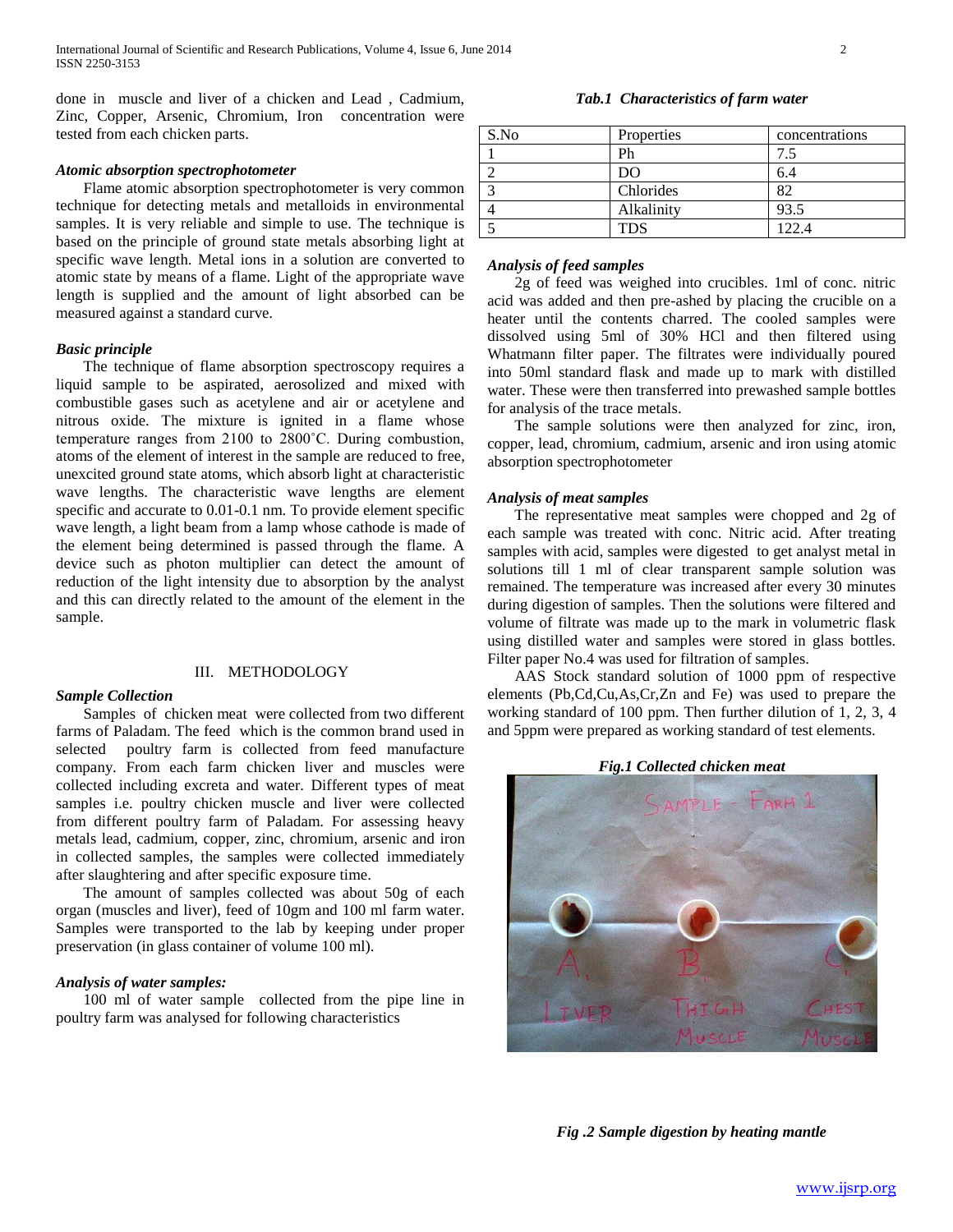done in muscle and liver of a chicken and Lead , Cadmium, Zinc, Copper, Arsenic, Chromium, Iron concentration were tested from each chicken parts.

### *Atomic absorption spectrophotometer*

Flame atomic absorption spectrophotometer is very common technique for detecting metals and metalloids in environmental samples. It is very reliable and simple to use. The technique is based on the principle of ground state metals absorbing light at specific wave length. Metal ions in a solution are converted to atomic state by means of a flame. Light of the appropriate wave length is supplied and the amount of light absorbed can be measured against a standard curve.

### *Basic principle*

The technique of flame absorption spectroscopy requires a liquid sample to be aspirated, aerosolized and mixed with combustible gases such as acetylene and air or acetylene and nitrous oxide. The mixture is ignited in a flame whose temperature ranges from 2100 to 2800˚C. During combustion, atoms of the element of interest in the sample are reduced to free, unexcited ground state atoms, which absorb light at characteristic wave lengths. The characteristic wave lengths are element specific and accurate to 0.01-0.1 nm. To provide element specific wave length, a light beam from a lamp whose cathode is made of the element being determined is passed through the flame. A device such as photon multiplier can detect the amount of reduction of the light intensity due to absorption by the analyst and this can directly related to the amount of the element in the sample.

## III. METHODOLOGY

### *Sample Collection*

Samples of chicken meat were collected from two different farms of Paladam. The feed which is the common brand used in selected poultry farm is collected from feed manufacture company. From each farm chicken liver and muscles were collected including excreta and water. Different types of meat samples i.e. poultry chicken muscle and liver were collected from different poultry farm of Paladam. For assessing heavy metals lead, cadmium, copper, zinc, chromium, arsenic and iron in collected samples, the samples were collected immediately after slaughtering and after specific exposure time.

The amount of samples collected was about 50g of each organ (muscles and liver), feed of 10gm and 100 ml farm water. Samples were transported to the lab by keeping under proper preservation (in glass container of volume 100 ml).

### *Analysis of water samples:*

100 ml of water sample collected from the pipe line in poultry farm was analysed for following characteristics

***Tab.1 Characteristics of farm water***

| S.No | Properties | concentrations |
|---|---|---|
| 1 | Ph | 7.5 |
| 2 | DO | 6.4 |
| 3 | Chlorides | 82 |
| 4 | Alkalinity | 93.5 |
| 5 | TDS | 122.4 |

### *Analysis of feed samples*

2g of feed was weighed into crucibles. 1ml of conc. nitric acid was added and then pre-ashed by placing the crucible on a heater until the contents charred. The cooled samples were dissolved using 5ml of 30% HCl and then filtered using Whatmann filter paper. The filtrates were individually poured into 50ml standard flask and made up to mark with distilled water. These were then transferred into prewashed sample bottles for analysis of the trace metals.

The sample solutions were then analyzed for zinc, iron, copper, lead, chromium, cadmium, arsenic and iron using atomic absorption spectrophotometer

### *Analysis of meat samples*

The representative meat samples were chopped and 2g of each sample was treated with conc. Nitric acid. After treating samples with acid, samples were digested to get analyst metal in solutions till 1 ml of clear transparent sample solution was remained. The temperature was increased after every 30 minutes during digestion of samples. Then the solutions were filtered and volume of filtrate was made up to the mark in volumetric flask using distilled water and samples were stored in glass bottles. Filter paper No.4 was used for filtration of samples.

AAS Stock standard solution of 1000 ppm of respective elements (Pb,Cd,Cu,As,Cr,Zn and Fe) was used to prepare the working standard of 100 ppm. Then further dilution of 1, 2, 3, 4 and 5ppm were prepared as working standard of test elements.

***Fig.1 Collected chicken meat***

***Fig .2 Sample digestion by heating mantle***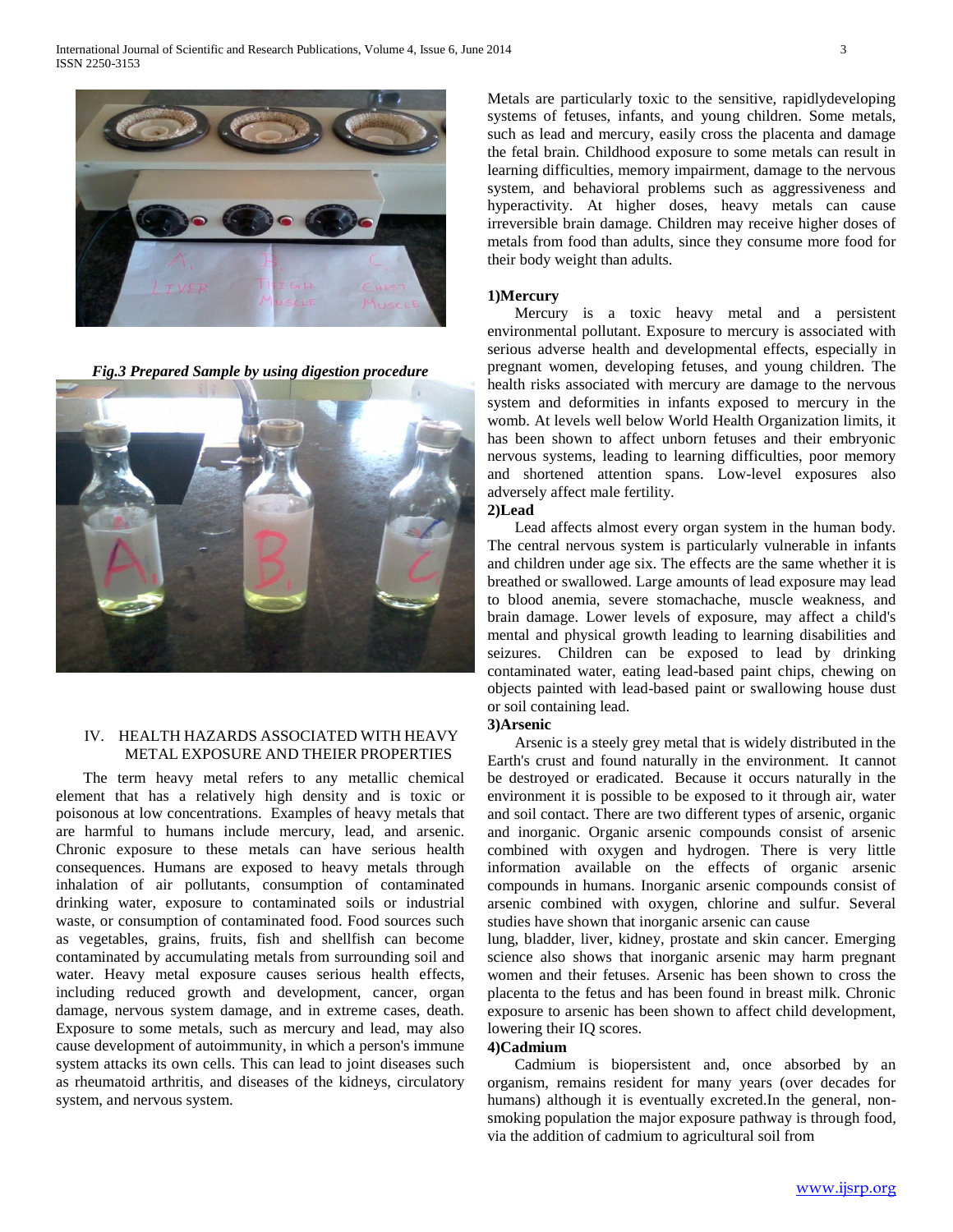*Fig.3 Prepared Sample by using digestion procedure*

## IV. HEALTH HAZARDS ASSOCIATED WITH HEAVY METAL EXPOSURE AND THEIER PROPERTIES

The term heavy metal refers to any metallic chemical element that has a relatively high density and is toxic or poisonous at low concentrations. Examples of heavy metals that are harmful to humans include mercury, lead, and arsenic. Chronic exposure to these metals can have serious health consequences. Humans are exposed to heavy metals through inhalation of air pollutants, consumption of contaminated drinking water, exposure to contaminated soils or industrial waste, or consumption of contaminated food. Food sources such as vegetables, grains, fruits, fish and shellfish can become contaminated by accumulating metals from surrounding soil and water. Heavy metal exposure causes serious health effects, including reduced growth and development, cancer, organ damage, nervous system damage, and in extreme cases, death. Exposure to some metals, such as mercury and lead, may also cause development of autoimmunity, in which a person's immune system attacks its own cells. This can lead to joint diseases such as rheumatoid arthritis, and diseases of the kidneys, circulatory system, and nervous system.

Metals are particularly toxic to the sensitive, rapidlydeveloping systems of fetuses, infants, and young children. Some metals, such as lead and mercury, easily cross the placenta and damage the fetal brain. Childhood exposure to some metals can result in learning difficulties, memory impairment, damage to the nervous system, and behavioral problems such as aggressiveness and hyperactivity. At higher doses, heavy metals can cause irreversible brain damage. Children may receive higher doses of metals from food than adults, since they consume more food for their body weight than adults.

**1)Mercury**

Mercury is a toxic heavy metal and a persistent environmental pollutant. Exposure to mercury is associated with serious adverse health and developmental effects, especially in pregnant women, developing fetuses, and young children. The health risks associated with mercury are damage to the nervous system and deformities in infants exposed to mercury in the womb. At levels well below World Health Organization limits, it has shown to affect unborn fetuses and their embryonic nervous systems, leading to learning difficulties, poor memory and shortened attention spans. Low-level exposures also adversely affect male fertility.

**2)Lead**

Lead affects almost every organ system in the human body. The central nervous system is particularly vulnerable in infants and children under age six. The effects are the same whether it is breathed or swallowed. Large amounts of lead exposure may lead to blood anemia, severe stomachache, muscle weakness, and brain damage. Lower levels of exposure, may affect a child's mental and physical growth leading to learning disabilities and seizures. Children can be exposed to lead by drinking contaminated water, eating lead-based paint chips, chewing on objects painted with lead-based paint or swallowing house dust or soil containing lead.

**3)Arsenic**

Arsenic is a steely grey metal that is widely distributed in the Earth's crust and found naturally in the environment. It cannot be destroyed or eradicated. Because it occurs naturally in the environment it is possible to be exposed to it through air, water and soil contact. There are two different types of arsenic, organic and inorganic. Organic arsenic compounds consist of arsenic combined with oxygen and hydrogen. There is very little information available on the effects of organic arsenic compounds in humans. Inorganic arsenic compounds consist of arsenic combined with oxygen, chlorine and sulfur. Several studies have shown that inorganic arsenic can cause lung, bladder, liver, kidney, prostate and skin cancer. Emerging science also shows that inorganic arsenic may harm pregnant women and their fetuses. Arsenic has been shown to cross the placenta to the fetus and has been found in breast milk. Chronic exposure to arsenic has been shown to affect child development, lowering their IQ scores.

**4)Cadmium**

Cadmium is biopersistent and, once absorbed by an organism, remains resident for many years (over decades for humans) although it is eventually excreted.In the general, non-smoking population the major exposure pathway is through food, via the addition of cadmium to agricultural soil from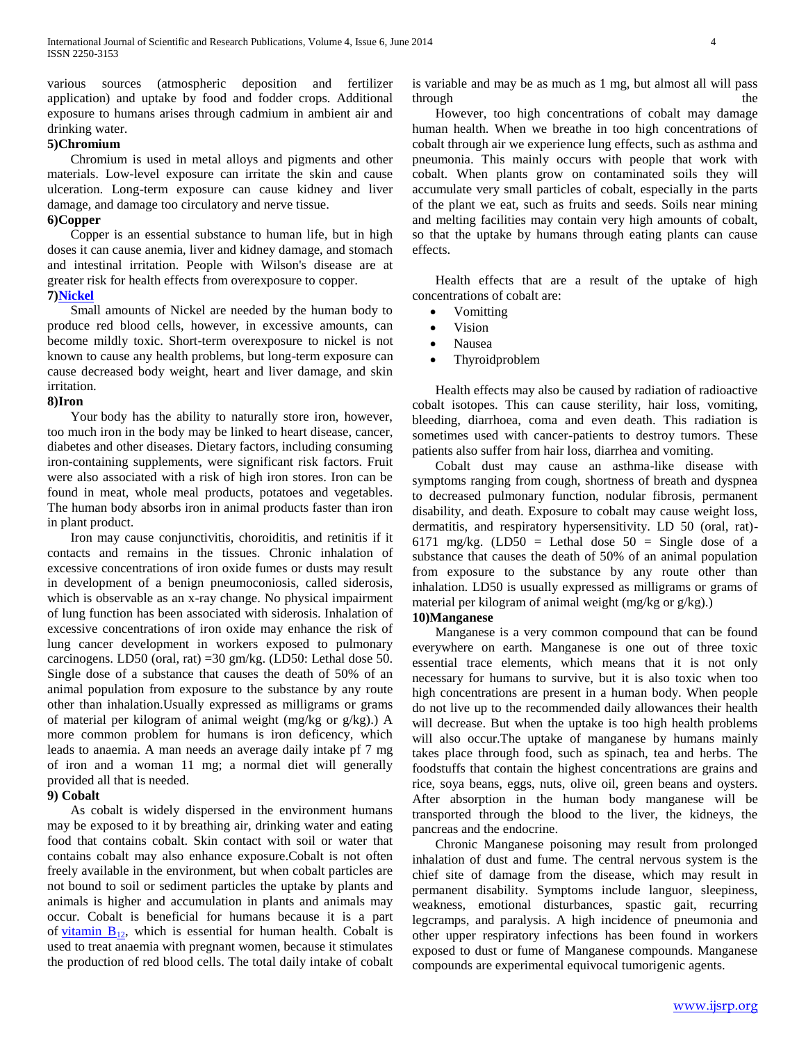various sources (atmospheric deposition and fertilizer application) and uptake by food and fodder crops. Additional exposure to humans arises through cadmium in ambient air and drinking water.

**5)Chromium**

Chromium is used in metal alloys and pigments and other materials. Low-level exposure can irritate the skin and cause ulceration. Long-term exposure can cause kidney and liver damage, and damage too circulatory and nerve tissue.

**6)Copper**

Copper is an essential substance to human life, but in high doses it can cause anemia, liver and kidney damage, and stomach and intestinal irritation. People with Wilson's disease are at greater risk for health effects from overexposure to copper.

**7)Nickel**

Small amounts of Nickel are needed by the human body to produce red blood cells, however, in excessive amounts, can become mildly toxic. Short-term overexposure to nickel is not known to cause any health problems, but long-term exposure can cause decreased body weight, heart and liver damage, and skin irritation.

**8)Iron**

Your body has the ability to naturally store iron, however, too much iron in the body may be linked to heart disease, cancer, diabetes and other diseases. Dietary factors, including consuming iron-containing supplements, were significant risk factors. Fruit were also associated with a risk of high iron stores. Iron can be found in meat, whole meal products, potatoes and vegetables. The human body absorbs iron in animal products faster than iron in plant product.

Iron may cause conjunctivitis, choroiditis, and retinitis if it contacts and remains in the tissues. Chronic inhalation of excessive concentrations of iron oxide fumes or dusts may result in development of a benign pneumoconiosis, called siderosis, which is observable as an x-ray change. No physical impairment of lung function has been associated with siderosis. Inhalation of excessive concentrations of iron oxide may enhance the risk of lung cancer development in workers exposed to pulmonary carcinogens. LD50 (oral, rat) =30 gm/kg. (LD50: Lethal dose 50. Single dose of a substance that causes the death of 50% of an animal population from exposure to the substance by any route other than inhalation.Usually expressed as milligrams or grams of material per kilogram of animal weight (mg/kg or g/kg).) A more common problem for humans is iron deficency, which leads to anaemia. A man needs an average daily intake pf 7 mg of iron and a woman 11 mg; a normal diet will generally provided all that is needed.

**9) Cobalt**

As cobalt is widely dispersed in the environment humans may be exposed to it by breathing air, drinking water and eating food that contains cobalt. Skin contact with soil or water that contains cobalt may also enhance exposure.Cobalt is not often freely available in the environment, but when cobalt particles are not bound to soil or sediment particles the uptake by plants and animals is higher and accumulation in plants and animals may occur. Cobalt is beneficial for humans because it is a part of vitamin $B_{12}$, which is essential for human health. Cobalt is used to treat anaemia with pregnant women, because it stimulates the production of red blood cells. The total daily intake of cobalt is variable and may be as much as 1 mg, but almost all will pass through the

However, too high concentrations of cobalt may damage human health. When we breathe in too high concentrations of cobalt through air we experience lung effects, such as asthma and pneumonia. This mainly occurs with people that work with cobalt. When plants grow on contaminated soils they will accumulate very small particles of cobalt, especially in the parts of the plant we eat, such as fruits and seeds. Soils near mining and melting facilities may contain very high amounts of cobalt, so that the uptake by humans through eating plants can cause effects.

Health effects that are a result of the uptake of high concentrations of cobalt are:

- Vomitting
- Vision
- Nausea
- Thyroidproblem

Health effects may also be caused by radiation of radioactive cobalt isotopes. This can cause sterility, hair loss, vomiting, bleeding, diarrhoea, coma and even death. This radiation is sometimes used with cancer-patients to destroy tumors. These patients also suffer from hair loss, diarrhea and vomiting.

Cobalt dust may cause an asthma-like disease with symptoms ranging from cough, shortness of breath and dyspnea to decreased pulmonary function, nodular fibrosis, permanent disability, and death. Exposure to cobalt may cause weight loss, dermatitis, and respiratory hypersensitivity. LD 50 (oral, rat)- 6171 mg/kg. (LD50 = Lethal dose 50 = Single dose of a substance that causes the death of 50% of an animal population from exposure to the substance by any route other than inhalation. LD50 is usually expressed as milligrams or grams of material per kilogram of animal weight (mg/kg or g/kg).)

**10)Manganese**

Manganese is a very common compound that can be found everywhere on earth. Manganese is one out of three toxic essential trace elements, which means that it is not only necessary for humans to survive, but it is also toxic when too high concentrations are present in a human body. When people do not live up to the recommended daily allowances their health will decrease. But when the uptake is too high health problems will also occur.The uptake of manganese by humans mainly takes place through food, such as spinach, tea and herbs. The foodstuffs that contain the highest concentrations are grains and rice, soya beans, eggs, nuts, olive oil, green beans and oysters. After absorption in the human body manganese will be transported through the blood to the liver, the kidneys, the pancreas and the endocrine.

Chronic Manganese poisoning may result from prolonged inhalation of dust and fume. The central nervous system is the chief site of damage from the disease, which may result in permanent disability. Symptoms include languor, sleepiness, weakness, emotional disturbances, spastic gait, recurring legcramps, and paralysis. A high incidence of pneumonia and other upper respiratory infections has been found in workers exposed to dust or fume of Manganese compounds. Manganese compounds are experimental equivocal tumorigenic agents.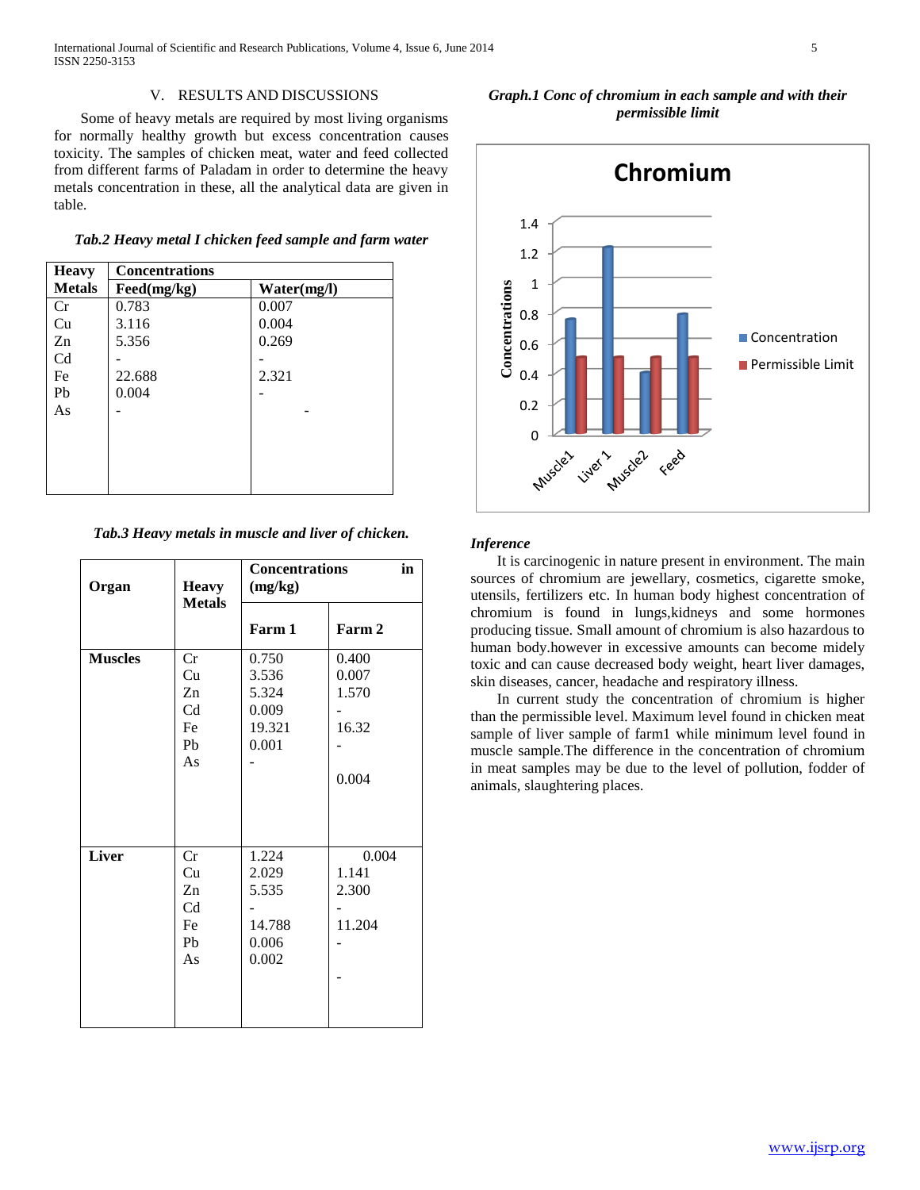## V. RESULTS AND DISCUSSIONS

Some of heavy metals are required by most living organisms for normally healthy growth but excess concentration causes toxicity. The samples of chicken meat, water and feed collected from different farms of Paladam in order to determine the heavy metals concentration in these, all the analytical data are given in table.

*Tab.2 Heavy metal I chicken feed sample and farm water*

| Heavy Metals | Concentrations | |
|---|---|---|
| | Feed(mg/kg) | Water(mg/l) |
| Cr | 0.783 | 0.007 |
| Cu | 3.116 | 0.004 |
| Zn | 5.356 | 0.269 |
| Cd | - | - |
| Fe | 22.688 | 2.321 |
| Pb | 0.004 | - |
| As | - | - |

*Tab.3 Heavy metals in muscle and liver of chicken.*

| Organ | Heavy Metals | Concentrations in (mg/kg) | |
|---|---|---|---|
| | | Farm 1 | Farm 2 |
| Muscles | Cr | 0.750 | 0.400 |
| | Cu | 3.536 | 0.007 |
| | Zn | 5.324 | 1.570 |
| | Cd | 0.009 | - |
| | Fe | 19.321 | 16.32 |
| | Pb | 0.001 | - |
| | As | - | 0.004 |
| Liver | Cr | 1.224 | 0.004 |
| | Cu | 2.029 | 1.141 |
| | Zn | 5.535 | 2.300 |
| | Cd | - | - |
| | Fe | 14.788 | 11.204 |
| | Pb | 0.006 | - |
| | As | 0.002 | - |

*Graph.1 Conc of chromium in each sample and with their permissible limit*

**Chromium**

| Sample | Concentration | Permissible Limit |
|---|---|---|
| Muscle1 | 0.75 | 0.5 |
| Liver 1 | 1.224 | 0.5 |
| Muscle2 | 0.4 | 0.5 |
| Feed | 0.783 | 0.5 |

### *Inference*

It is carcinogenic in nature present in environment. The main sources of chromium are jewellary, cosmetics, cigarette smoke, utensils, fertilizers etc. In human body highest concentration of chromium is found in lungs,kidneys and some hormones producing tissue. Small amount of chromium is also hazardous to human body.however in excessive amounts can become midely toxic and can cause decreased body weight, heart liver damages, skin diseases, cancer, headache and respiratory illness.

In current study the concentration of chromium is higher than the permissible level. Maximum level found in chicken meat sample of liver sample of farm1 while minimum level found in muscle sample.The difference in the concentration of chromium in meat samples may be due to the level of pollution, fodder of animals, slaughtering places.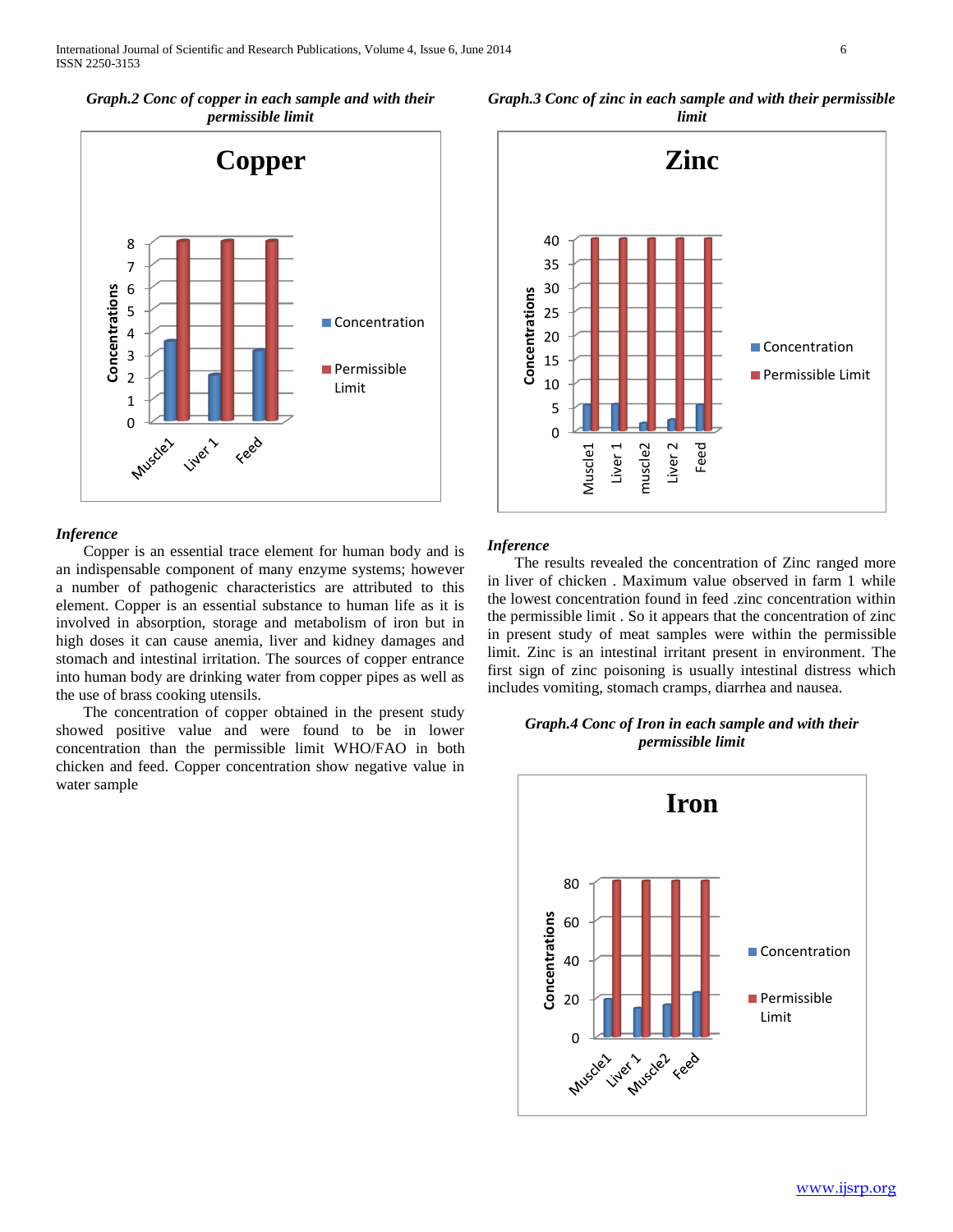*Graph.2 Conc of copper in each sample and with their permissible limit*

*Inference*

Copper is an essential trace element for human body and is an indispensable component of many enzyme systems; however a number of pathogenic characteristics are attributed to this element. Copper is an essential substance to human life as it is involved in absorption, storage and metabolism of iron but in high doses it can cause anemia, liver and kidney damages and stomach and intestinal irritation. The sources of copper entrance into human body are drinking water from copper pipes as well as the use of brass cooking utensils.

The concentration of copper obtained in the present study showed positive value and were found to be in lower concentration than the permissible limit WHO/FAO in both chicken and feed. Copper concentration show negative value in water sample

*Graph.3 Conc of zinc in each sample and with their permissible limit*

*Inference*

The results revealed the concentration of Zinc ranged more in liver of chicken . Maximum value observed in farm 1 while the lowest concentration found in feed .zinc concentration within the permissible limit . So it appears that the concentration of zinc in present study of meat samples were within the permissible limit. Zinc is an intestinal irritant present in environment. The first sign of zinc poisoning is usually intestinal distress which includes vomiting, stomach cramps, diarrhea and nausea.

*Graph.4 Conc of Iron in each sample and with their permissible limit*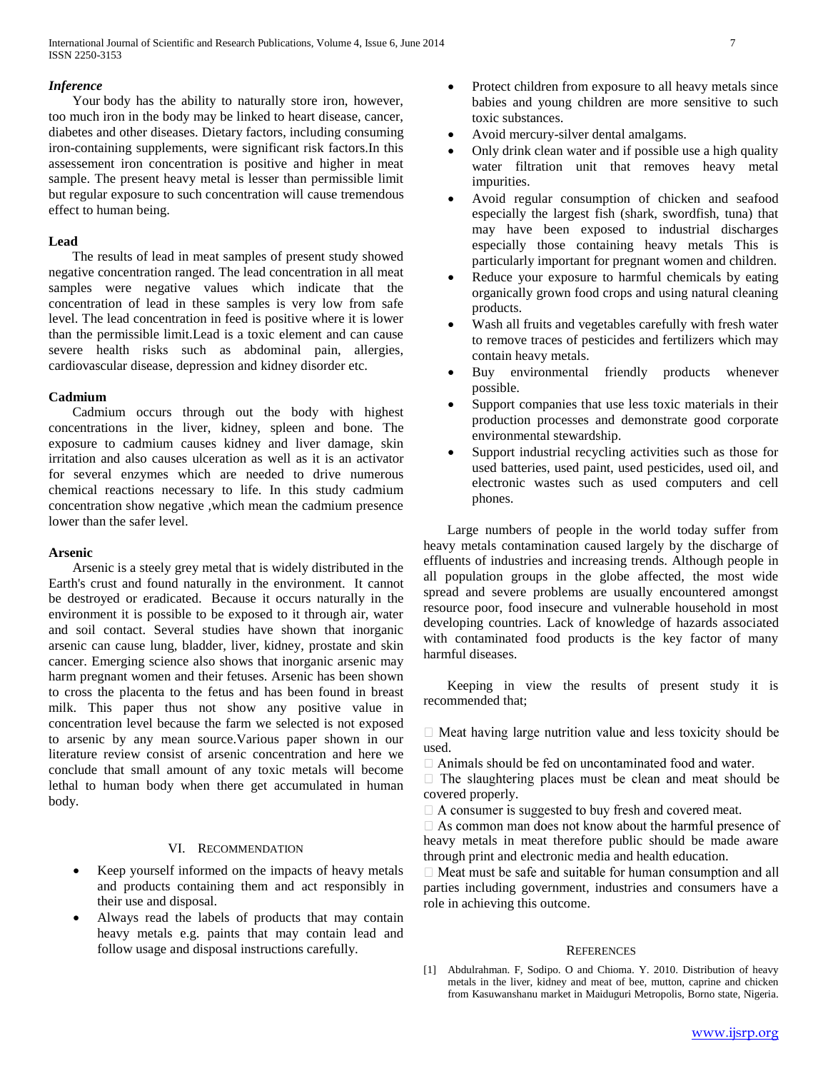***Inference***

Your body has the ability to naturally store iron, however, too much iron in the body may be linked to heart disease, cancer, diabetes and other diseases. Dietary factors, including consuming iron-containing supplements, were significant risk factors.In this assessement iron concentration is positive and higher in meat sample. The present heavy metal is lesser than permissible limit but regular exposure to such concentration will cause tremendous effect to human being.

**Lead**

The results of lead in meat samples of present study showed negative concentration ranged. The lead concentration in all meat samples were negative values which indicate that the concentration of lead in these samples is very low from safe level. The lead concentration in feed is positive where it is lower than the permissible limit.Lead is a toxic element and can cause severe health risks such as abdominal pain, allergies, cardiovascular disease, depression and kidney disorder etc.

**Cadmium**

Cadmium occurs through out the body with highest concentrations in the liver, kidney, spleen and bone. The exposure to cadmium causes kidney and liver damage, skin irritation and also causes ulceration as well as it is an activator for several enzymes which are needed to drive numerous chemical reactions necessary to life. In this study cadmium concentration show negative ,which mean the cadmium presence lower than the safer level.

**Arsenic**

Arsenic is a steely grey metal that is widely distributed in the Earth's crust and found naturally in the environment. It cannot be destroyed or eradicated. Because it occurs naturally in the environment it is possible to be exposed to it through air, water and soil contact. Several studies have shown that inorganic arsenic can cause lung, bladder, liver, kidney, prostate and skin cancer. Emerging science also shows that inorganic arsenic may harm pregnant women and their fetuses. Arsenic has been shown to cross the placenta to the fetus and has been found in breast milk. This paper thus not show any positive value in concentration level because the farm we selected is not exposed to arsenic by any mean source.Various paper shown in our literature review consist of arsenic concentration and here we conclude that small amount of any toxic metals will become lethal to human body when there get accumulated in human body.

## VI. Recommendation

- Keep yourself informed on the impacts of heavy metals and products containing them and act responsibly in their use and disposal.
- Always read the labels of products that may contain heavy metals e.g. paints that may contain lead and follow usage and disposal instructions carefully.
- Protect children from exposure to all heavy metals since babies and young children are more sensitive to such toxic substances.
- Avoid mercury-silver dental amalgams.
- Only drink clean water and if possible use a high quality water filtration unit that removes heavy metal impurities.
- Avoid regular consumption of chicken and seafood especially the largest fish (shark, swordfish, tuna) that may have been exposed to industrial discharges especially those containing heavy metals This is particularly important for pregnant women and children.
- Reduce your exposure to harmful chemicals by eating organically grown food crops and using natural cleaning products.
- Wash all fruits and vegetables carefully with fresh water to remove traces of pesticides and fertilizers which may contain heavy metals.
- Buy environmental friendly products whenever possible.
- Support companies that use less toxic materials in their production processes and demonstrate good corporate environmental stewardship.
- Support industrial recycling activities such as those for used batteries, used paint, used pesticides, used oil, and electronic wastes such as used computers and cell phones.

Large numbers of people in the world today suffer from heavy metals contamination caused largely by the discharge of effluents of industries and increasing trends. Although people in all population groups in the globe affected, the most wide spread and severe problems are usually encountered amongst resource poor, food insecure and vulnerable household in most developing countries. Lack of knowledge of hazards associated with contaminated food products is the key factor of many harmful diseases.

Keeping in view the results of present study it is recommended that;

- Meat having large nutrition value and less toxicity should be used.
- Animals should be fed on uncontaminated food and water.
- The slaughtering places must be clean and meat should be covered properly.
- A consumer is suggested to buy fresh and covered meat.
- As common man does not know about the harmful presence of heavy metals in meat therefore public should be made aware through print and electronic media and health education.
- Meat must be safe and suitable for human consumption and all parties including government, industries and consumers have a role in achieving this outcome.

## References

[1] Abdulrahman. F, Sodipo. O and Chioma. Y. 2010. Distribution of heavy metals in the liver, kidney and meat of bee, mutton, caprine and chicken from Kasuwanshanu market in Maiduguri Metropolis, Borno state, Nigeria.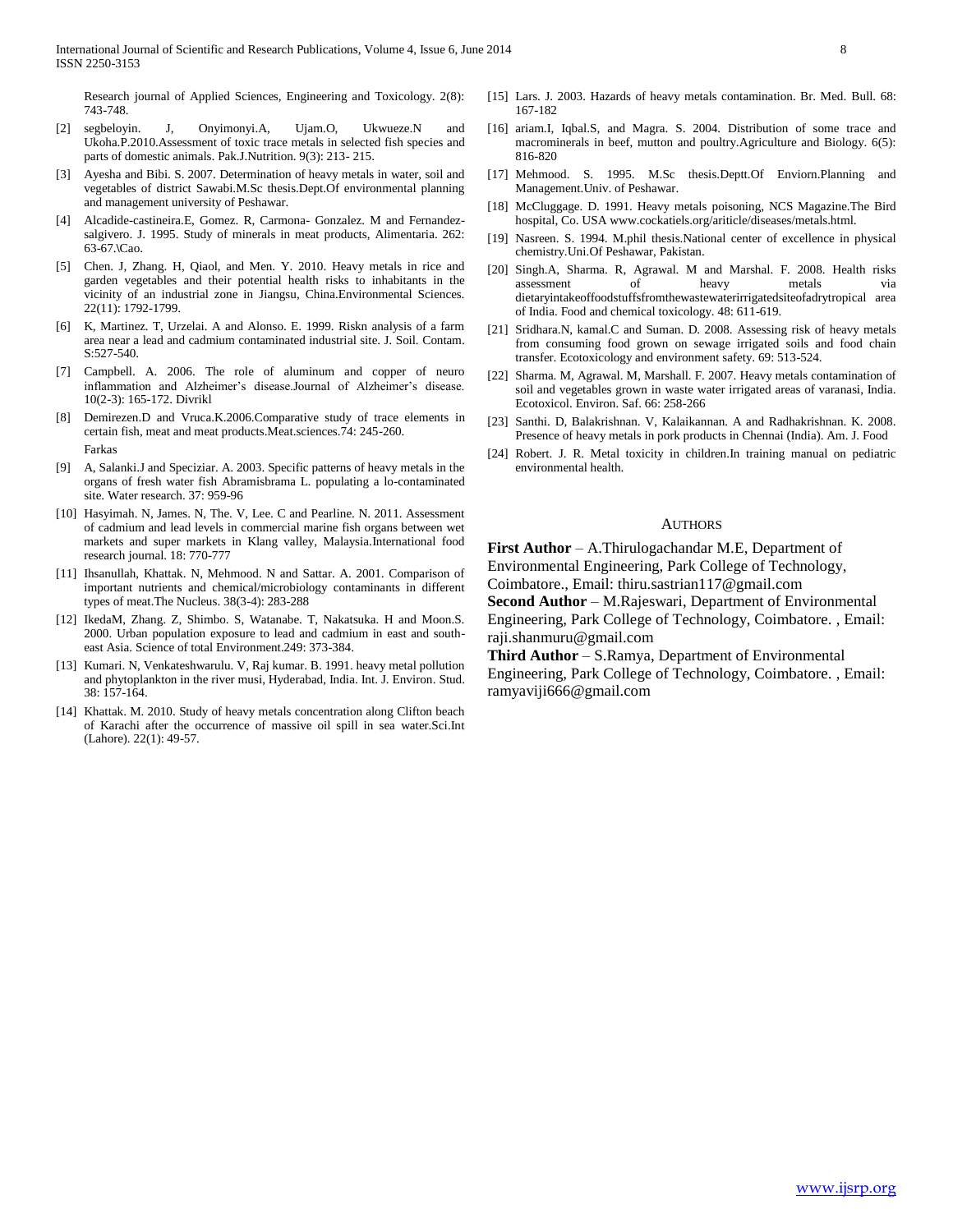Research journal of Applied Sciences, Engineering and Toxicology. 2(8): 743-748.

[2] segbeloyin. J, Onyimonyi.A, Ujam.O, Ukwueze.N and Ukoha.P.2010.Assessment of toxic trace metals in selected fish species and parts of domestic animals. Pak.J.Nutrition. 9(3): 213- 215.

[3] Ayesha and Bibi. S. 2007. Determination of heavy metals in water, soil and vegetables of district Sawabi.M.Sc thesis.Dept.Of environmental planning and management university of Peshawar.

[4] Alcadide-castineira.E, Gomez. R, Carmona- Gonzalez. M and Fernandez-salgivero. J. 1995. Study of minerals in meat products, Alimentaria. 262: 63-67.\Cao.

[5] Chen. J, Zhang. H, Qiaol, and Men. Y. 2010. Heavy metals in rice and garden vegetables and their potential health risks to inhabitants in the vicinity of an industrial zone in Jiangsu, China.Environmental Sciences. 22(11): 1792-1799.

[6] K, Martinez. T, Urzelai. A and Alonso. E. 1999. Riskn analysis of a farm area near a lead and cadmium contaminated industrial site. J. Soil. Contam. S:527-540.

[7] Campbell. A. 2006. The role of aluminum and copper of neuro inflammation and Alzheimer's disease.Journal of Alzheimer's disease. 10(2-3): 165-172. Divrikl

[8] Demirezen.D and Vruca.K.2006.Comparative study of trace elements in certain fish, meat and meat products.Meat.sciences.74: 245-260.

Farkas

[9] A, Salanki.J and Speciziar. A. 2003. Specific patterns of heavy metals in the organs of fresh water fish Abramisbrama L. populating a lo-contaminated site. Water research. 37: 959-96

[10] Hasyimah. N, James. N, The. V, Lee. C and Pearline. N. 2011. Assessment of cadmium and lead levels in commercial marine fish organs between wet markets and super markets in Klang valley, Malaysia.International food research journal. 18: 770-777

[11] Ihsanullah, Khattak. N, Mehmood. N and Sattar. A. 2001. Comparison of important nutrients and chemical/microbiology contaminants in different types of meat.The Nucleus. 38(3-4): 283-288

[12] IkedaM, Zhang. Z, Shimbo. S, Watanabe. T, Nakatsuka. H and Moon.S. 2000. Urban population exposure to lead and cadmium in east and south-east Asia. Science of total Environment.249: 373-384.

[13] Kumari. N, Venkateshwarulu. V, Raj kumar. B. 1991. heavy metal pollution and phytoplankton in the river musi, Hyderabad, India. Int. J. Environ. Stud. 38: 157-164.

[14] Khattak. M. 2010. Study of heavy metals concentration along Clifton beach of Karachi after the occurrence of massive oil spill in sea water.Sci.Int (Lahore). 22(1): 49-57.

[15] Lars. J. 2003. Hazards of heavy metals contamination. Br. Med. Bull. 68: 167-182

[16] ariam.I, Iqbal.S, and Magra. S. 2004. Distribution of some trace and macrominerals in beef, mutton and poultry.Agriculture and Biology. 6(5): 816-820

[17] Mehmood. S. 1995. M.Sc thesis.Deptt.Of Enviorn.Planning and Management.Univ. of Peshawar.

[18] McCluggage. D. 1991. Heavy metals poisoning, NCS Magazine.The Bird hospital, Co. USA www.cockatiels.org/ariticle/diseases/metals.html.

[19] Nasreen. S. 1994. M.phil thesis.National center of excellence in physical chemistry.Uni.Of Peshawar, Pakistan.

[20] Singh.A, Sharma. R, Agrawal. M and Marshal. F. 2008. Health risks assessment of heavy metals via dietaryintakeoffoodstuffsfromthewastewaterirrigatedsiteofadrytropical area of India. Food and chemical toxicology. 48: 611-619.

[21] Sridhara.N, kamal.C and Suman. D. 2008. Assessing risk of heavy metals from consuming food grown on sewage irrigated soils and food chain transfer. Ecotoxicology and environment safety. 69: 513-524.

[22] Sharma. M, Agrawal. M, Marshall. F. 2007. Heavy metals contamination of soil and vegetables grown in waste water irrigated areas of varanasi, India. Ecotoxicol. Environ. Saf. 66: 258-266

[23] Santhi. D, Balakrishnan. V, Kalaikannan. A and Radhakrishnan. K. 2008. Presence of heavy metals in pork products in Chennai (India). Am. J. Food

[24] Robert. J. R. Metal toxicity in children.In training manual on pediatric environmental health.

## Authors

**First Author** – A.Thirulogachandar M.E, Department of Environmental Engineering, Park College of Technology, Coimbatore., Email: thiru.sastrian117@gmail.com

**Second Author** – M.Rajeswari, Department of Environmental Engineering, Park College of Technology, Coimbatore. , Email: raji.shanmuru@gmail.com

**Third Author** – S.Ramya, Department of Environmental Engineering, Park College of Technology, Coimbatore. , Email: ramyaviji666@gmail.com